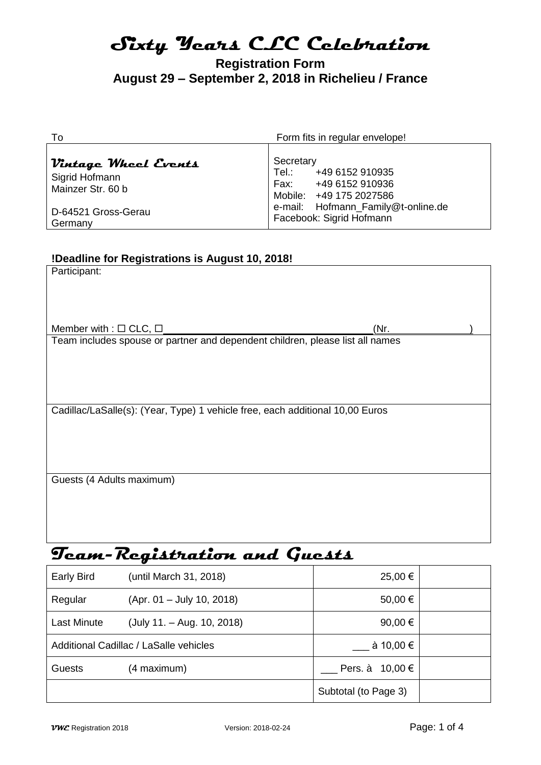# Sixty Years CLC Celebration

## Registration Form
## August 29 – September 2, 2018 in Richelieu / France

| To | Form fits in regular envelope! |
| --- | --- |
| **Vintage Wheel Events**<br>Sigrid Hofmann<br>Mainzer Str. 60 b<br><br>D-64521 Gross-Gerau<br>Germany | Secretary<br>Tel.: +49 6152 910935<br>Fax: +49 6152 910936<br>Mobile: +49 175 2027586<br>e-mail: Hofmann_Family@t-online.de<br>Facebook: Sigrid Hofmann |

**!Deadline for Registrations is August 10, 2018!**

Participant:

Member with : ☐ CLC, ☐ ________________________________ (Nr. ____________)

Team includes spouse or partner and dependent children, please list all names

Cadillac/LaSalle(s): (Year, Type) 1 vehicle free, each additional 10,00 Euros

Guests (4 Adults maximum)

# Team-Registration and Guests

| | | | |
| --- | --- | --- | --- |
| Early Bird | (until March 31, 2018) | 25,00 € | |
| Regular | (Apr. 01 – July 10, 2018) | 50,00 € | |
| Last Minute | (July 11. – Aug. 10, 2018) | 90,00 € | |
| Additional Cadillac / LaSalle vehicles | | ___ à 10,00 € | |
| Guests | (4 maximum) | ___ Pers. à 10,00 € | |
| | | Subtotal (to Page 3) | |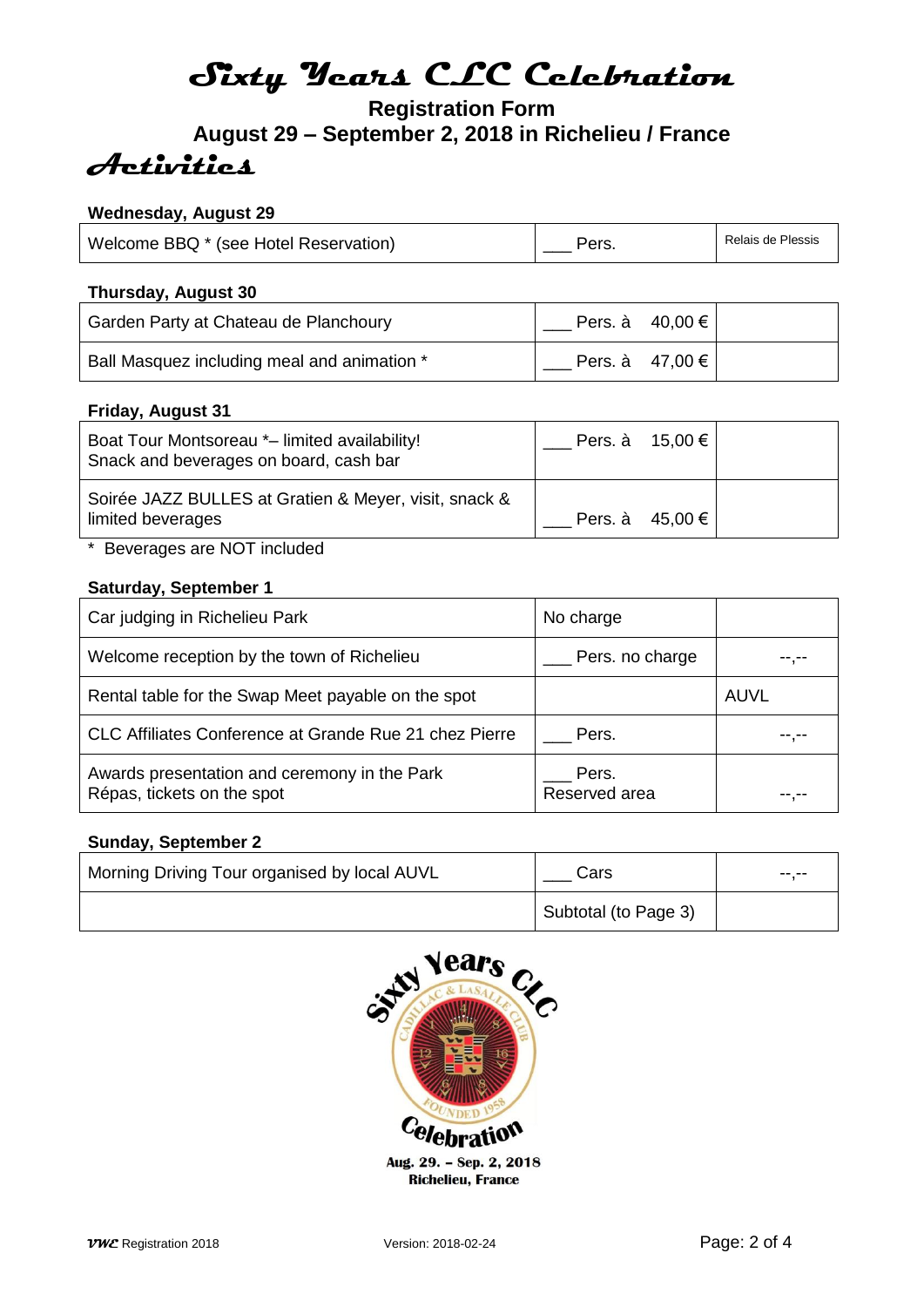# Sixty Years CLC Celebration

**Registration Form**

**August 29 – September 2, 2018 in Richelieu / France**

## Activities

### Wednesday, August 29

| | | |
|---|---|---|
| Welcome BBQ * (see Hotel Reservation) | ___ Pers. | Relais de Plessis |

### Thursday, August 30

| | | |
|---|---|---|
| Garden Party at Chateau de Planchoury | ___ Pers. à 40,00 € | |
| Ball Masquez including meal and animation * | ___ Pers. à 47,00 € | |

### Friday, August 31

| | | |
|---|---|---|
| Boat Tour Montsoreau *– limited availability!<br>Snack and beverages on board, cash bar | ___ Pers. à 15,00 € | |
| Soirée JAZZ BULLES at Gratien & Meyer, visit, snack & limited beverages | ___ Pers. à 45,00 € | |

\* Beverages are NOT included

### Saturday, September 1

| | | |
|---|---|---|
| Car judging in Richelieu Park | No charge | |
| Welcome reception by the town of Richelieu | ___ Pers. no charge | --,-- |
| Rental table for the Swap Meet payable on the spot | | AUVL |
| CLC Affiliates Conference at Grande Rue 21 chez Pierre | ___ Pers. | --,-- |
| Awards presentation and ceremony in the Park<br>Répas, tickets on the spot | ___ Pers.<br>Reserved area | --,-- |

### Sunday, September 2

| | | |
|---|---|---|
| Morning Driving Tour organised by local AUVL | ___ Cars | --,-- |
| | Subtotal (to Page 3) | |

Sixty Years CLC Celebration
Aug. 29. – Sep. 2, 2018
Richelieu, France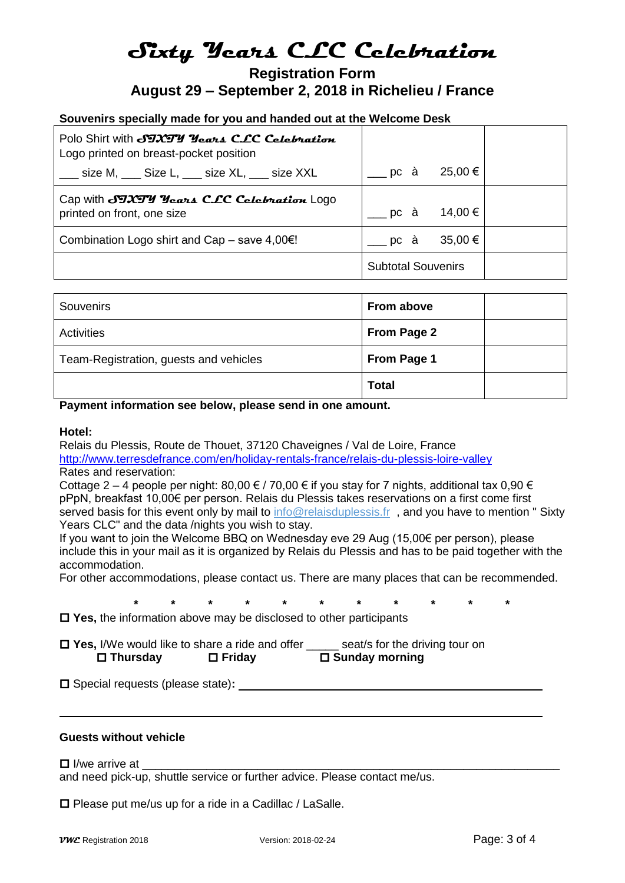# Sixty Years CLC Celebration

## Registration Form

## August 29 – September 2, 2018 in Richelieu / France

**Souvenirs specially made for you and handed out at the Welcome Desk**

| | | |
|---|---|---|
| Polo Shirt with **SIXTY Years CLC Celebration** Logo printed on breast-pocket position<br>___ size M, ___ Size L, ___ size XL, ___ size XXL | ___ pc à 25,00 € | |
| Cap with **SIXTY Years CLC Celebration** Logo printed on front, one size | ___ pc à 14,00 € | |
| Combination Logo shirt and Cap – save 4,00€! | ___ pc à 35,00 € | |
| | Subtotal Souvenirs | |

| | | |
|---|---|---|
| Souvenirs | **From above** | |
| Activities | **From Page 2** | |
| Team-Registration, guests and vehicles | **From Page 1** | |
| | **Total** | |

**Payment information see below, please send in one amount.**

**Hotel:**

Relais du Plessis, Route de Thouet, 37120 Chaveignes / Val de Loire, France
http://www.terresdefrance.com/en/holiday-rentals-france/relais-du-plessis-loire-valley
Rates and reservation:
Cottage 2 – 4 people per night: 80,00 € / 70,00 € if you stay for 7 nights, additional tax 0,90 € pPpN, breakfast 10,00€ per person. Relais du Plessis takes reservations on a first come first served basis for this event only by mail to info@relaisduplessis.fr , and you have to mention " Sixty Years CLC" and the data /nights you wish to stay.
If you want to join the Welcome BBQ on Wednesday eve 29 Aug (15,00€ per person), please include this in your mail as it is organized by Relais du Plessis and has to be paid together with the accommodation.
For other accommodations, please contact us. There are many places that can be recommended.

\* \* \* \* \* \* \* \* \* \* \*

☐ **Yes,** the information above may be disclosed to other participants

☐ **Yes,** I/We would like to share a ride and offer _____ seat/s for the driving tour on
☐ **Thursday** ☐ **Friday** ☐ **Sunday morning**

☐ Special requests (please state)**:** ________________________________________________

________________________________________________________________________

**Guests without vehicle**

☐ I/we arrive at ________________________________________________________________
and need pick-up, shuttle service or further advice. Please contact me/us.

☐ Please put me/us up for a ride in a Cadillac / LaSalle.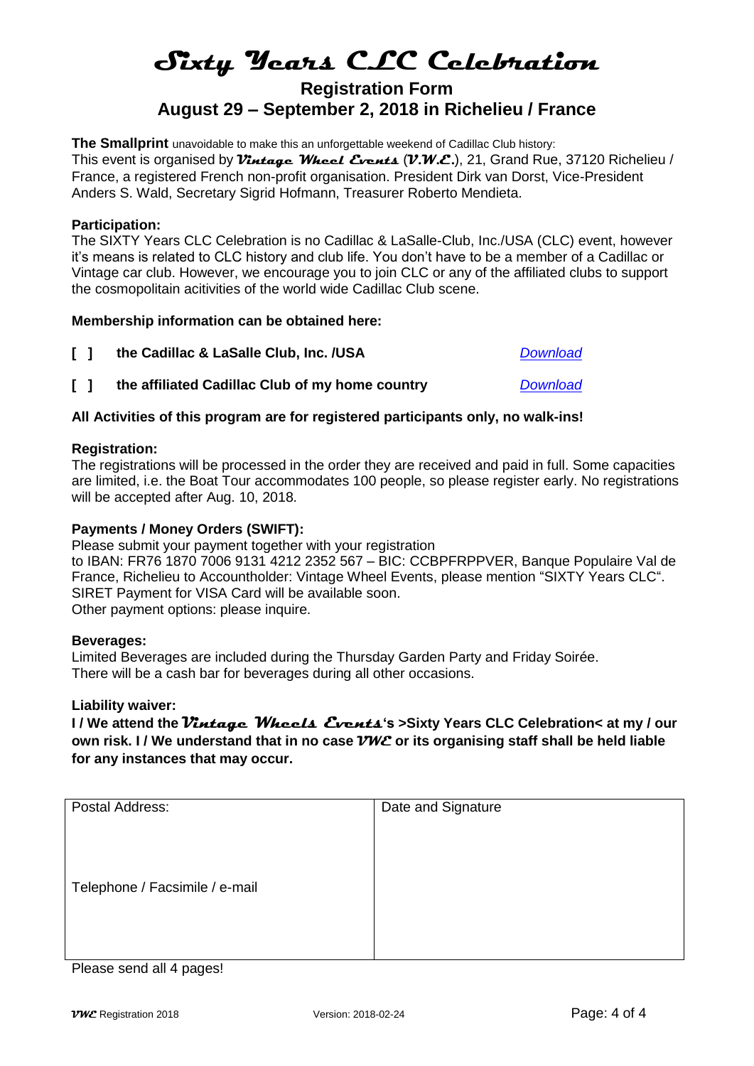# Sixty Years CLC Celebration

## Registration Form
## August 29 – September 2, 2018 in Richelieu / France

**The Smallprint** unavoidable to make this an unforgettable weekend of Cadillac Club history:
This event is organised by ***Vintage Wheel Events*** (***V.W.E.***), 21, Grand Rue, 37120 Richelieu / France, a registered French non-profit organisation. President Dirk van Dorst, Vice-President Anders S. Wald, Secretary Sigrid Hofmann, Treasurer Roberto Mendieta.

**Participation:**
The SIXTY Years CLC Celebration is no Cadillac & LaSalle-Club, Inc./USA (CLC) event, however it's means is related to CLC history and club life. You don't have to be a member of a Cadillac or Vintage car club. However, we encourage you to join CLC or any of the affiliated clubs to support the cosmopolitain acitivities of the world wide Cadillac Club scene.

**Membership information can be obtained here:**

**[ ] the Cadillac & LaSalle Club, Inc. /USA** *Download*

**[ ] the affiliated Cadillac Club of my home country** *Download*

**All Activities of this program are for registered participants only, no walk-ins!**

**Registration:**
The registrations will be processed in the order they are received and paid in full. Some capacities are limited, i.e. the Boat Tour accommodates 100 people, so please register early. No registrations will be accepted after Aug. 10, 2018.

**Payments / Money Orders (SWIFT):**
Please submit your payment together with your registration
to IBAN: FR76 1870 7006 9131 4212 2352 567 – BIC: CCBPFRPPVER, Banque Populaire Val de France, Richelieu to Accountholder: Vintage Wheel Events, please mention "SIXTY Years CLC".
SIRET Payment for VISA Card will be available soon.
Other payment options: please inquire.

**Beverages:**
Limited Beverages are included during the Thursday Garden Party and Friday Soirée.
There will be a cash bar for beverages during all other occasions.

**Liability waiver:**
**I / We attend the *Vintage Wheels Events*'s >Sixty Years CLC Celebration< at my / our own risk. I / We understand that in no case *VWE* or its organising staff shall be held liable for any instances that may occur.**

| | |
|---|---|
| Postal Address:<br><br><br>Telephone / Facsimile / e-mail | Date and Signature |

Please send all 4 pages!